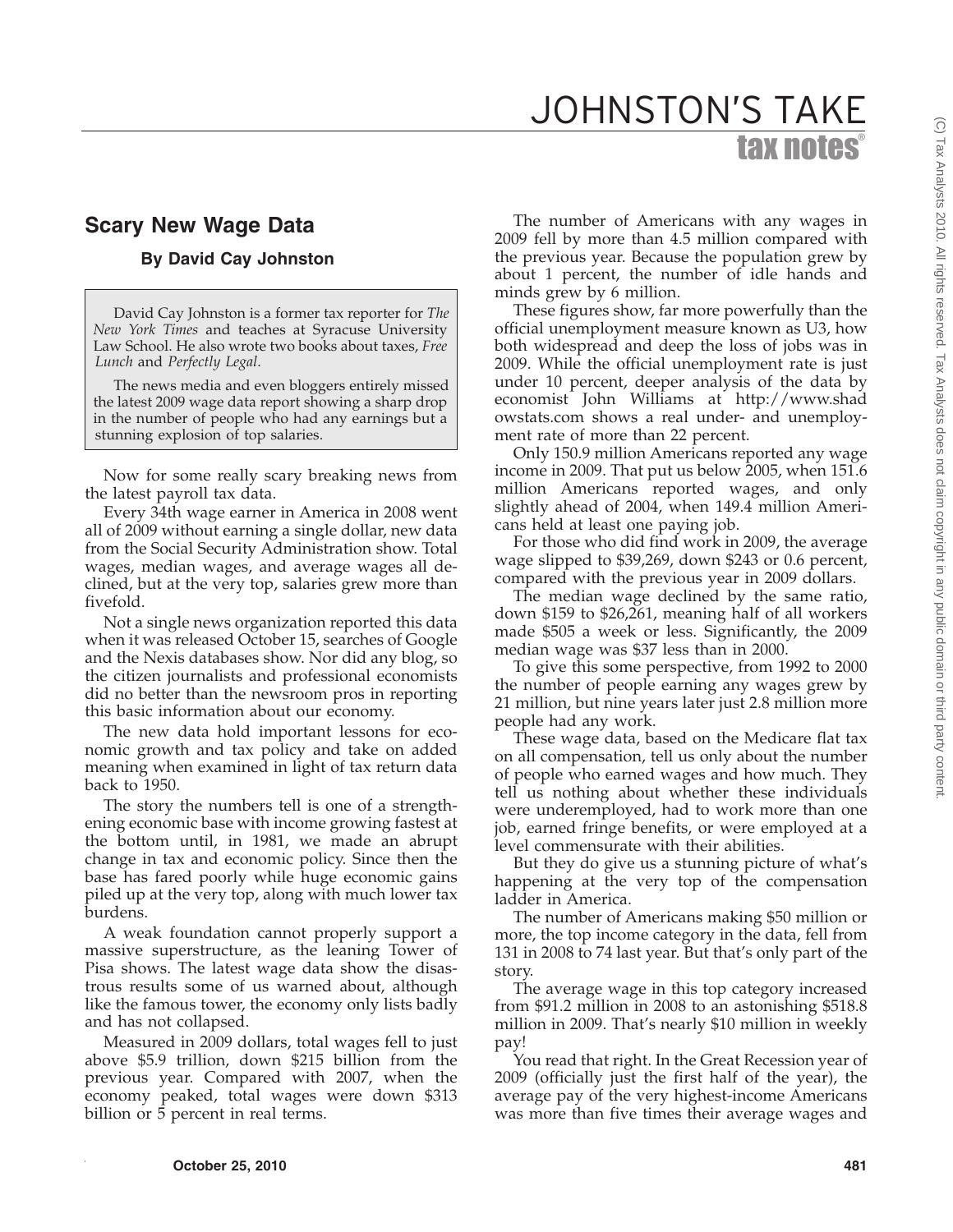# Scary New Wage Data

### By David Cay Johnston

David Cay Johnston is a former tax reporter for *The New York Times* and teaches at Syracuse University Law School. He also wrote two books about taxes, *Free Lunch* and *Perfectly Legal*.

The news media and even bloggers entirely missed the latest 2009 wage data report showing a sharp drop in the number of people who had any earnings but a stunning explosion of top salaries.

Now for some really scary breaking news from the latest payroll tax data.

Every 34th wage earner in America in 2008 went all of 2009 without earning a single dollar, new data from the Social Security Administration show. Total wages, median wages, and average wages all declined, but at the very top, salaries grew more than fivefold.

Not a single news organization reported this data when it was released October 15, searches of Google and the Nexis databases show. Nor did any blog, so the citizen journalists and professional economists did no better than the newsroom pros in reporting this basic information about our economy.

The new data hold important lessons for economic growth and tax policy and take on added meaning when examined in light of tax return data back to 1950.

The story the numbers tell is one of a strengthening economic base with income growing fastest at the bottom until, in 1981, we made an abrupt change in tax and economic policy. Since then the base has fared poorly while huge economic gains piled up at the very top, along with much lower tax burdens.

A weak foundation cannot properly support a massive superstructure, as the leaning Tower of Pisa shows. The latest wage data show the disastrous results some of us warned about, although like the famous tower, the economy only lists badly and has not collapsed.

Measured in 2009 dollars, total wages fell to just above $5.9 trillion, down $215 billion from the previous year. Compared with 2007, when the economy peaked, total wages were down $313 billion or 5 percent in real terms.

The number of Americans with any wages in 2009 fell by more than 4.5 million compared with the previous year. Because the population grew by about 1 percent, the number of idle hands and minds grew by 6 million.

These figures show, far more powerfully than the official unemployment measure known as U3, how both widespread and deep the loss of jobs was in 2009. While the official unemployment rate is just under 10 percent, deeper analysis of the data by economist John Williams at http://www.shadowstats.com shows a real under- and unemployment rate of more than 22 percent.

Only 150.9 million Americans reported any wage income in 2009. That put us below 2005, when 151.6 million Americans reported wages, and only slightly ahead of 2004, when 149.4 million Americans held at least one paying job.

For those who did find work in 2009, the average wage slipped to $39,269, down $243 or 0.6 percent, compared with the previous year in 2009 dollars.

The median wage declined by the same ratio, down $159 to $26,261, meaning half of all workers made $505 a week or less. Significantly, the 2009 median wage was $37 less than in 2000.

To give this some perspective, from 1992 to 2000 the number of people earning any wages grew by 21 million, but nine years later just 2.8 million more people had any work.

These wage data, based on the Medicare flat tax on all compensation, tell us only about the number of people who earned wages and how much. They tell us nothing about whether these individuals were underemployed, had to work more than one job, earned fringe benefits, or were employed at a level commensurate with their abilities.

But they do give us a stunning picture of what's happening at the very top of the compensation ladder in America.

The number of Americans making $50 million or more, the top income category in the data, fell from 131 in 2008 to 74 last year. But that's only part of the story.

The average wage in this top category increased from $91.2 million in 2008 to an astonishing $518.8 million in 2009. That's nearly $10 million in weekly pay!

You read that right. In the Great Recession year of 2009 (officially just the first half of the year), the average pay of the very highest-income Americans was more than five times their average wages and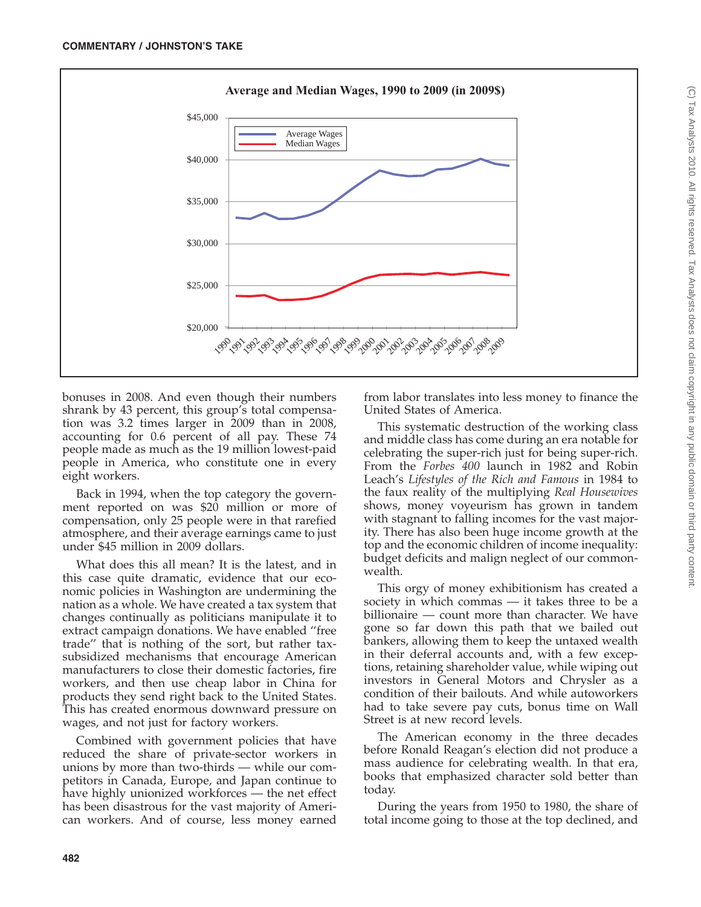Average and Median Wages, 1990 to 2009 (in 2009$)

$45,000
$40,000
$35,000
$30,000
$25,000
$20,000

Average Wages
Median Wages

1990 1991 1992 1993 1994 1995 1996 1997 1998 1999 2000 2001 2002 2003 2004 2005 2006 2007 2008 2009

bonuses in 2008. And even though their numbers shrank by 43 percent, this group's total compensation was 3.2 times larger in 2009 than in 2008, accounting for 0.6 percent of all pay. These 74 people made as much as the 19 million lowest-paid people in America, who constitute one in every eight workers.

Back in 1994, when the top category the government reported on was $20 million or more of compensation, only 25 people were in that rarefied atmosphere, and their average earnings came to just under $45 million in 2009 dollars.

What does this all mean? It is the latest, and in this case quite dramatic, evidence that our economic policies in Washington are undermining the nation as a whole. We have created a tax system that changes continually as politicians manipulate it to extract campaign donations. We have enabled "free trade" that is nothing of the sort, but rather tax-subsidized mechanisms that encourage American manufacturers to close their domestic factories, fire workers, and then use cheap labor in China for products they send right back to the United States. This has created enormous downward pressure on wages, and not just for factory workers.

Combined with government policies that have reduced the share of private-sector workers in unions by more than two-thirds — while our competitors in Canada, Europe, and Japan continue to have highly unionized workforces — the net effect has been disastrous for the vast majority of American workers. And of course, less money earned from labor translates into less money to finance the United States of America.

This systematic destruction of the working class and middle class has come during an era notable for celebrating the super-rich just for being super-rich. From the *Forbes 400* launch in 1982 and Robin Leach's *Lifestyles of the Rich and Famous* in 1984 to the faux reality of the multiplying *Real Housewives* shows, money voyeurism has grown in tandem with stagnant to falling incomes for the vast majority. There has also been huge income growth at the top and the economic children of income inequality: budget deficits and malign neglect of our commonwealth.

This orgy of money exhibitionism has created a society in which commas — it takes three to be a billionaire — count more than character. We have gone so far down this path that we bailed out bankers, allowing them to keep the untaxed wealth in their deferral accounts and, with a few exceptions, retaining shareholder value, while wiping out investors in General Motors and Chrysler as a condition of their bailouts. And while autoworkers had to take severe pay cuts, bonus time on Wall Street is at new record levels.

The American economy in the three decades before Ronald Reagan's election did not produce a mass audience for celebrating wealth. In that era, books that emphasized character sold better than today.

During the years from 1950 to 1980, the share of total income going to those at the top declined, and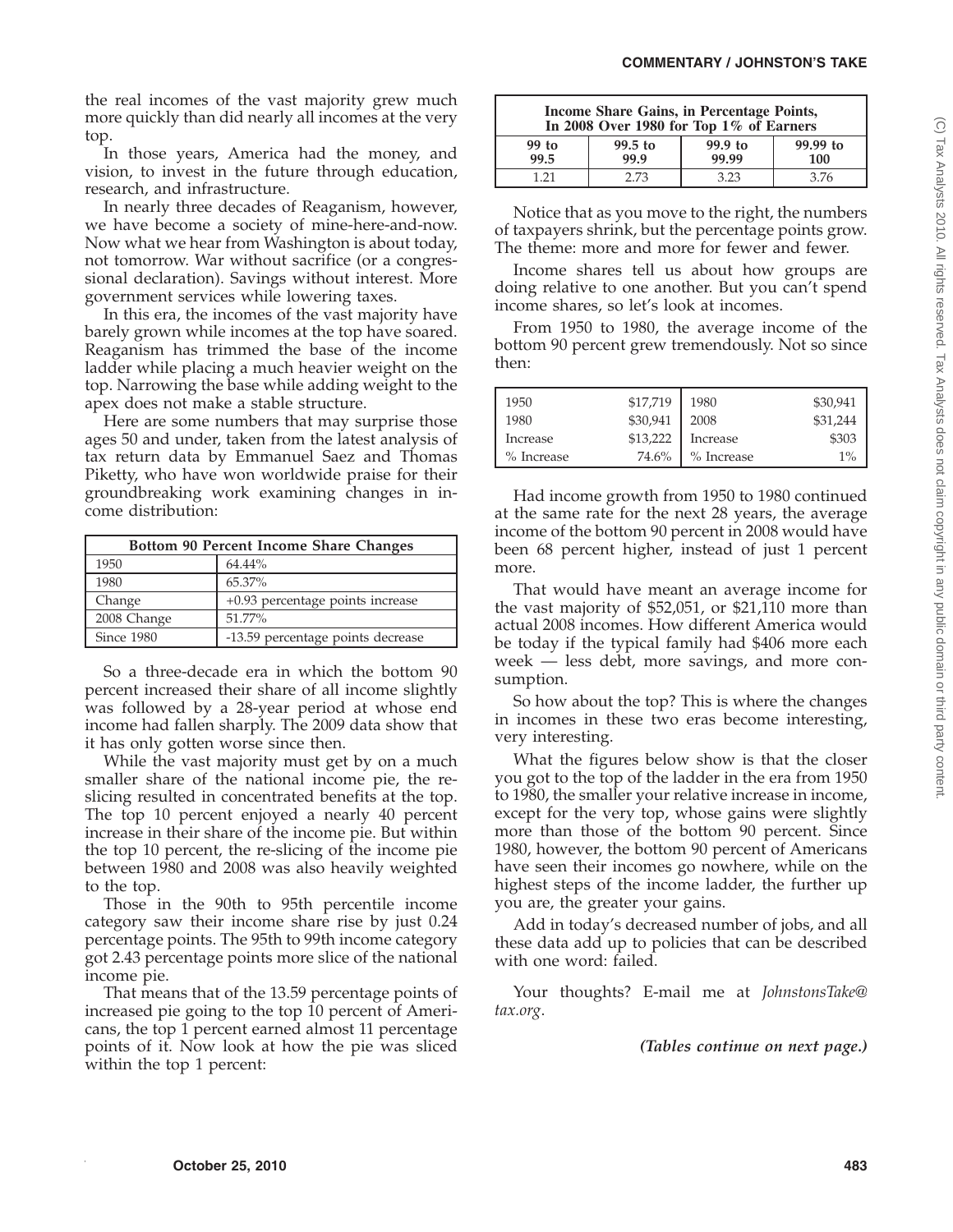the real incomes of the vast majority grew much more quickly than did nearly all incomes at the very top.

In those years, America had the money, and vision, to invest in the future through education, research, and infrastructure.

In nearly three decades of Reaganism, however, we have become a society of mine-here-and-now. Now what we hear from Washington is about today, not tomorrow. War without sacrifice (or a congressional declaration). Savings without interest. More government services while lowering taxes.

In this era, the incomes of the vast majority have barely grown while incomes at the top have soared. Reaganism has trimmed the base of the income ladder while placing a much heavier weight on the top. Narrowing the base while adding weight to the apex does not make a stable structure.

Here are some numbers that may surprise those ages 50 and under, taken from the latest analysis of tax return data by Emmanuel Saez and Thomas Piketty, who have won worldwide praise for their groundbreaking work examining changes in income distribution:

| Bottom 90 Percent Income Share Changes | |
|---|---|
| 1950 | 64.44% |
| 1980 | 65.37% |
| Change | +0.93 percentage points increase |
| 2008 Change | 51.77% |
| Since 1980 | -13.59 percentage points decrease |

So a three-decade era in which the bottom 90 percent increased their share of all income slightly was followed by a 28-year period at whose end income had fallen sharply. The 2009 data show that it has only gotten worse since then.

While the vast majority must get by on a much smaller share of the national income pie, the re-slicing resulted in concentrated benefits at the top. The top 10 percent enjoyed a nearly 40 percent increase in their share of the income pie. But within the top 10 percent, the re-slicing of the income pie between 1980 and 2008 was also heavily weighted to the top.

Those in the 90th to 95th percentile income category saw their income share rise by just 0.24 percentage points. The 95th to 99th income category got 2.43 percentage points more slice of the national income pie.

That means that of the 13.59 percentage points of increased pie going to the top 10 percent of Americans, the top 1 percent earned almost 11 percentage points of it. Now look at how the pie was sliced within the top 1 percent:

| Income Share Gains, in Percentage Points, In 2008 Over 1980 for Top 1% of Earners | | | |
|---|---|---|---|
| **99 to 99.5** | **99.5 to 99.9** | **99.9 to 99.99** | **99.99 to 100** |
| 1.21 | 2.73 | 3.23 | 3.76 |

Notice that as you move to the right, the numbers of taxpayers shrink, but the percentage points grow. The theme: more and more for fewer and fewer.

Income shares tell us about how groups are doing relative to one another. But you can't spend income shares, so let's look at incomes.

From 1950 to 1980, the average income of the bottom 90 percent grew tremendously. Not so since then:

| | | | |
|---|---|---|---|
| 1950 | $17,719 | 1980 | $30,941 |
| 1980 | $30,941 | 2008 | $31,244 |
| Increase | $13,222 | Increase | $303 |
| % Increase | 74.6% | % Increase | 1% |

Had income growth from 1950 to 1980 continued at the same rate for the next 28 years, the average income of the bottom 90 percent in 2008 would have been 68 percent higher, instead of just 1 percent more.

That would have meant an average income for the vast majority of $52,051, or $21,110 more than actual 2008 incomes. How different America would be today if the typical family had $406 more each week — less debt, more savings, and more consumption.

So how about the top? This is where the changes in incomes in these two eras become interesting, very interesting.

What the figures below show is that the closer you got to the top of the ladder in the era from 1950 to 1980, the smaller your relative increase in income, except for the very top, whose gains were slightly more than those of the bottom 90 percent. Since 1980, however, the bottom 90 percent of Americans have seen their incomes go nowhere, while on the highest steps of the income ladder, the further up you are, the greater your gains.

Add in today's decreased number of jobs, and all these data add up to policies that can be described with one word: failed.

Your thoughts? E-mail me at *JohnstonsTake@tax.org*.

***(Tables continue on next page.)***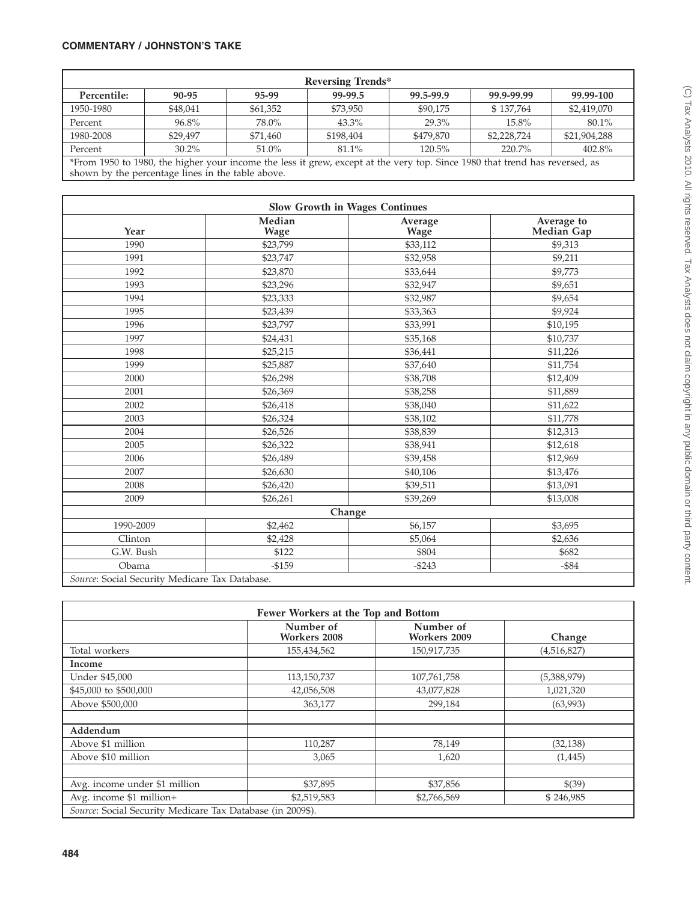| Reversing Trends* | | | | | | |
|---|---|---|---|---|---|---|
| Percentile: | 90-95 | 95-99 | 99-99.5 | 99.5-99.9 | 99.9-99.99 | 99.99-100 |
| 1950-1980 | $48,041 | $61,352 | $73,950 | $90,175 | $ 137,764 | $2,419,070 |
| Percent | 96.8% | 78.0% | 43.3% | 29.3% | 15.8% | 80.1% |
| 1980-2008 | $29,497 | $71,460 | $198,404 | $479,870 | $2,228,724 | $21,904,288 |
| Percent | 30.2% | 51.0% | 81.1% | 120.5% | 220.7% | 402.8% |

*From 1950 to 1980, the higher your income the less it grew, except at the very top. Since 1980 that trend has reversed, as shown by the percentage lines in the table above.

| Slow Growth in Wages Continues | | | |
|---|---|---|---|
| Year | Median Wage | Average Wage | Average to Median Gap |
| 1990 | $23,799 | $33,112 | $9,313 |
| 1991 | $23,747 | $32,958 | $9,211 |
| 1992 | $23,870 | $33,644 | $9,773 |
| 1993 | $23,296 | $32,947 | $9,651 |
| 1994 | $23,333 | $32,987 | $9,654 |
| 1995 | $23,439 | $33,363 | $9,924 |
| 1996 | $23,797 | $33,991 | $10,195 |
| 1997 | $24,431 | $35,168 | $10,737 |
| 1998 | $25,215 | $36,441 | $11,226 |
| 1999 | $25,887 | $37,640 | $11,754 |
| 2000 | $26,298 | $38,708 | $12,409 |
| 2001 | $26,369 | $38,258 | $11,889 |
| 2002 | $26,418 | $38,040 | $11,622 |
| 2003 | $26,324 | $38,102 | $11,778 |
| 2004 | $26,526 | $38,839 | $12,313 |
| 2005 | $26,322 | $38,941 | $12,618 |
| 2006 | $26,489 | $39,458 | $12,969 |
| 2007 | $26,630 | $40,106 | $13,476 |
| 2008 | $26,420 | $39,511 | $13,091 |
| 2009 | $26,261 | $39,269 | $13,008 |
| | Change | | |
| 1990-2009 | $2,462 | $6,157 | $3,695 |
| Clinton | $2,428 | $5,064 | $2,636 |
| G.W. Bush | $122 | $804 | $682 |
| Obama | -$159 | -$243 | -$84 |

*Source*: Social Security Medicare Tax Database.

| Fewer Workers at the Top and Bottom | | | |
|---|---|---|---|
| | Number of Workers 2008 | Number of Workers 2009 | Change |
| Total workers | 155,434,562 | 150,917,735 | (4,516,827) |
| **Income** | | | |
| Under $45,000 | 113,150,737 | 107,761,758 | (5,388,979) |
| $45,000 to $500,000 | 42,056,508 | 43,077,828 | 1,021,320 |
| Above $500,000 | 363,177 | 299,184 | (63,993) |
| | | | |
| **Addendum** | | | |
| Above $1 million | 110,287 | 78,149 | (32,138) |
| Above $10 million | 3,065 | 1,620 | (1,445) |
| | | | |
| Avg. income under $1 million | $37,895 | $37,856 | $(39) |
| Avg. income $1 million+ | $2,519,583 | $2,766,569 | $ 246,985 |

*Source*: Social Security Medicare Tax Database (in 2009$).